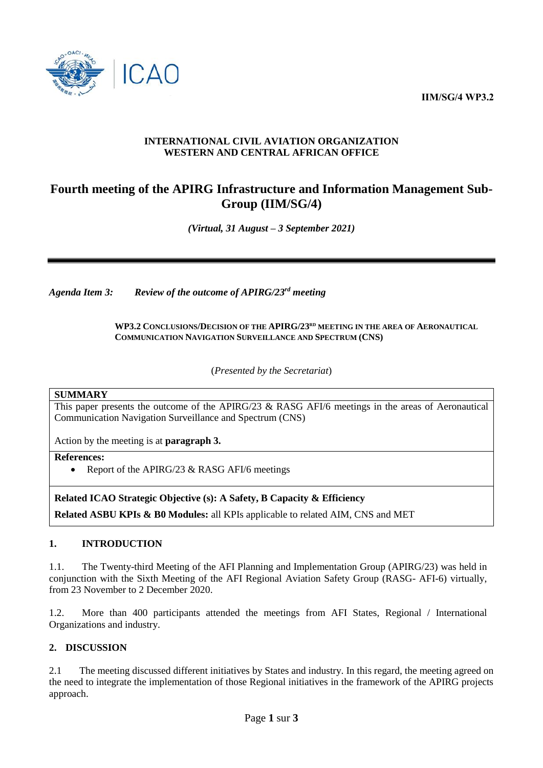**IIM/SG/4 WP3.2**

**INTERNATIONAL CIVIL AVIATION ORGANIZATION**
**WESTERN AND CENTRAL AFRICAN OFFICE**

# Fourth meeting of the APIRG Infrastructure and Information Management Sub-Group (IIM/SG/4)

***(Virtual, 31 August – 3 September 2021)***

---

***Agenda Item 3:*** ***Review of the outcome of APIRG/23rd meeting***

**WP3.2 CONCLUSIONS/DECISION OF THE APIRG/23RD MEETING IN THE AREA OF AERONAUTICAL COMMUNICATION NAVIGATION SURVEILLANCE AND SPECTRUM (CNS)**

(*Presented by the Secretariat*)

| **SUMMARY** |
|---|
| This paper presents the outcome of the APIRG/23 & RASG AFI/6 meetings in the areas of Aeronautical Communication Navigation Surveillance and Spectrum (CNS)<br><br>Action by the meeting is at **paragraph 3.** |
| **References:**<br>• Report of the APIRG/23 & RASG AFI/6 meetings |
| **Related ICAO Strategic Objective (s): A Safety, B Capacity & Efficiency**<br><br>**Related ASBU KPIs & B0 Modules:** all KPIs applicable to related AIM, CNS and MET |

## 1. INTRODUCTION

1.1. The Twenty-third Meeting of the AFI Planning and Implementation Group (APIRG/23) was held in conjunction with the Sixth Meeting of the AFI Regional Aviation Safety Group (RASG- AFI-6) virtually, from 23 November to 2 December 2020.

1.2. More than 400 participants attended the meetings from AFI States, Regional / International Organizations and industry.

## 2. DISCUSSION

2.1 The meeting discussed different initiatives by States and industry. In this regard, the meeting agreed on the need to integrate the implementation of those Regional initiatives in the framework of the APIRG projects approach.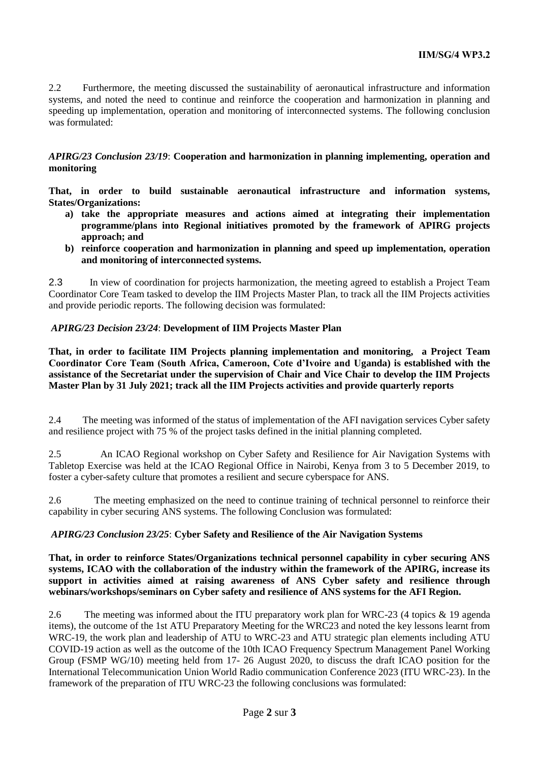2.2 Furthermore, the meeting discussed the sustainability of aeronautical infrastructure and information systems, and noted the need to continue and reinforce the cooperation and harmonization in planning and speeding up implementation, operation and monitoring of interconnected systems. The following conclusion was formulated:

***APIRG/23 Conclusion 23/19*: Cooperation and harmonization in planning implementing, operation and monitoring**

**That, in order to build sustainable aeronautical infrastructure and information systems, States/Organizations:**

- **a) take the appropriate measures and actions aimed at integrating their implementation programme/plans into Regional initiatives promoted by the framework of APIRG projects approach; and**
- **b) reinforce cooperation and harmonization in planning and speed up implementation, operation and monitoring of interconnected systems.**

2.3 In view of coordination for projects harmonization, the meeting agreed to establish a Project Team Coordinator Core Team tasked to develop the IIM Projects Master Plan, to track all the IIM Projects activities and provide periodic reports. The following decision was formulated:

***APIRG/23 Decision 23/24*: Development of IIM Projects Master Plan**

**That, in order to facilitate IIM Projects planning implementation and monitoring, a Project Team Coordinator Core Team (South Africa, Cameroon, Cote d'Ivoire and Uganda) is established with the assistance of the Secretariat under the supervision of Chair and Vice Chair to develop the IIM Projects Master Plan by 31 July 2021; track all the IIM Projects activities and provide quarterly reports**

2.4 The meeting was informed of the status of implementation of the AFI navigation services Cyber safety and resilience project with 75 % of the project tasks defined in the initial planning completed.

2.5 An ICAO Regional workshop on Cyber Safety and Resilience for Air Navigation Systems with Tabletop Exercise was held at the ICAO Regional Office in Nairobi, Kenya from 3 to 5 December 2019, to foster a cyber-safety culture that promotes a resilient and secure cyberspace for ANS.

2.6 The meeting emphasized on the need to continue training of technical personnel to reinforce their capability in cyber securing ANS systems. The following Conclusion was formulated:

***APIRG/23 Conclusion 23/25*: Cyber Safety and Resilience of the Air Navigation Systems**

**That, in order to reinforce States/Organizations technical personnel capability in cyber securing ANS systems, ICAO with the collaboration of the industry within the framework of the APIRG, increase its support in activities aimed at raising awareness of ANS Cyber safety and resilience through webinars/workshops/seminars on Cyber safety and resilience of ANS systems for the AFI Region.**

2.6 The meeting was informed about the ITU preparatory work plan for WRC-23 (4 topics & 19 agenda items), the outcome of the 1st ATU Preparatory Meeting for the WRC23 and noted the key lessons learnt from WRC-19, the work plan and leadership of ATU to WRC-23 and ATU strategic plan elements including ATU COVID-19 action as well as the outcome of the 10th ICAO Frequency Spectrum Management Panel Working Group (FSMP WG/10) meeting held from 17- 26 August 2020, to discuss the draft ICAO position for the International Telecommunication Union World Radio communication Conference 2023 (ITU WRC-23). In the framework of the preparation of ITU WRC-23 the following conclusions was formulated: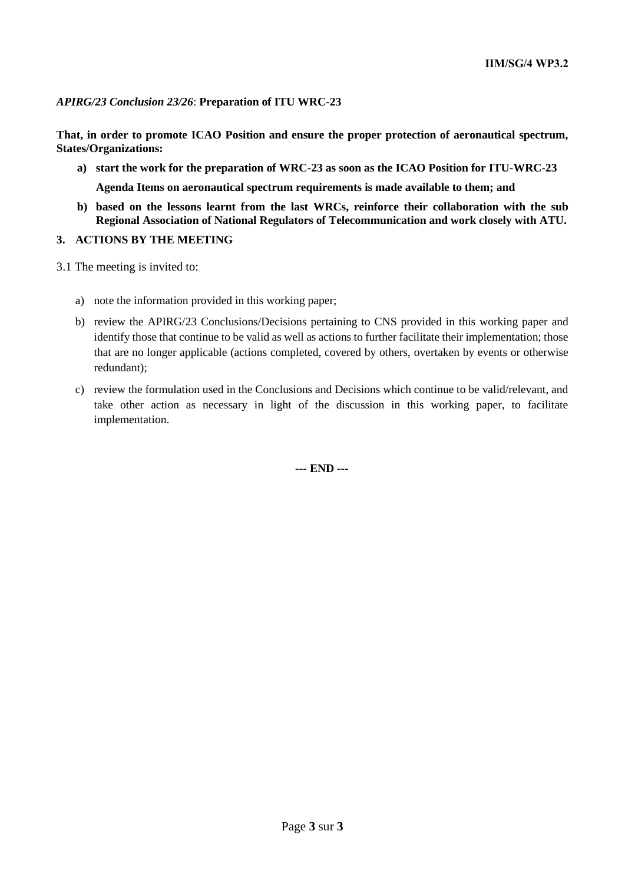*APIRG/23 Conclusion 23/26*: **Preparation of ITU WRC-23**

**That, in order to promote ICAO Position and ensure the proper protection of aeronautical spectrum, States/Organizations:**

**a) start the work for the preparation of WRC-23 as soon as the ICAO Position for ITU-WRC-23 Agenda Items on aeronautical spectrum requirements is made available to them; and**

**b) based on the lessons learnt from the last WRCs, reinforce their collaboration with the sub Regional Association of National Regulators of Telecommunication and work closely with ATU.**

## 3. ACTIONS BY THE MEETING

3.1 The meeting is invited to:

a) note the information provided in this working paper;

b) review the APIRG/23 Conclusions/Decisions pertaining to CNS provided in this working paper and identify those that continue to be valid as well as actions to further facilitate their implementation; those that are no longer applicable (actions completed, covered by others, overtaken by events or otherwise redundant);

c) review the formulation used in the Conclusions and Decisions which continue to be valid/relevant, and take other action as necessary in light of the discussion in this working paper, to facilitate implementation.

**--- END ---**